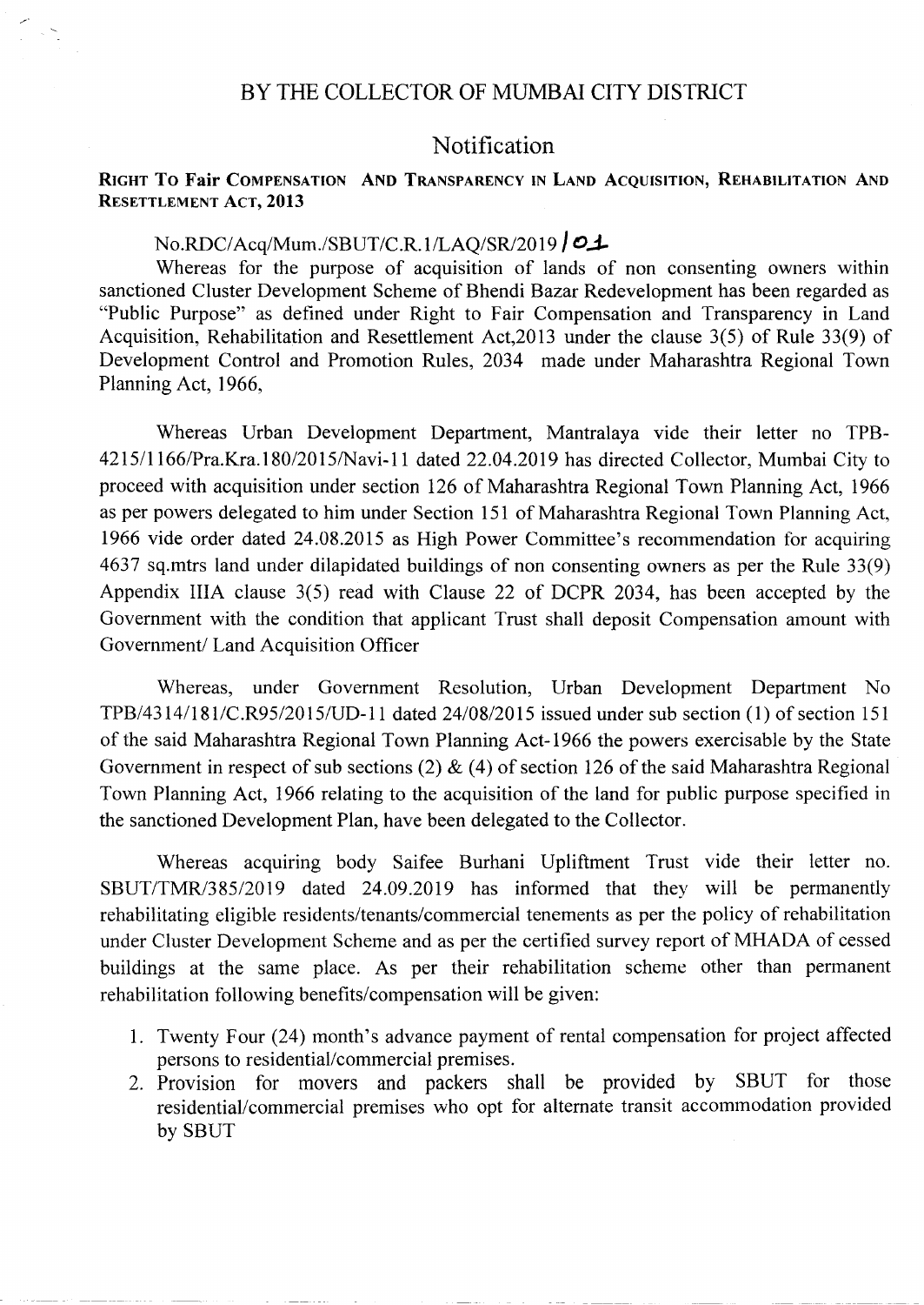# BY THE COLLECTOR OF MUMBAI CITY DISTRICT

## Notification

**RIGHT TO Fair COMPENSATION AND TRANSPARENCY IN LAND ACQUISITION, REHABILITATION AND RESETTLEMENT ACT, 2013**

No.RDC/Acq/Mum./SBUT/C.R.1/LAQ/SR/2019 / 01

Whereas for the purpose of acquisition of lands of non consenting owners within sanctioned Cluster Development Scheme of Bhendi Bazar Redevelopment has been regarded as "Public Purpose" as defined under Right to Fair Compensation and Transparency in Land Acquisition, Rehabilitation and Resettlement Act,2013 under the clause 3(5) of Rule 33(9) of Development Control and Promotion Rules, 2034 made under Maharashtra Regional Town Planning Act, 1966,

Whereas Urban Development Department, Mantralaya vide their letter no TPB-4215/1166/Pra.Kra.180/2015/Navi-11 dated 22.04.2019 has directed Collector, Mumbai City to proceed with acquisition under section 126 of Maharashtra Regional Town Planning Act, 1966 as per powers delegated to him under Section 151 of Maharashtra Regional Town Planning Act, 1966 vide order dated 24.08.2015 as High Power Committee's recommendation for acquiring 4637 sq.mtrs land under dilapidated buildings of non consenting owners as per the Rule 33(9) Appendix IIIA clause 3(5) read with Clause 22 of DCPR 2034, has been accepted by the Government with the condition that applicant Trust shall deposit Compensation amount with Government/ Land Acquisition Officer

Whereas, under Government Resolution, Urban Development Department No TPB/4314/181/C.R95/2015/UD-11 dated 24/08/2015 issued under sub section (1) of section 151 of the said Maharashtra Regional Town Planning Act-1966 the powers exercisable by the State Government in respect of sub sections (2) & (4) of section 126 of the said Maharashtra Regional Town Planning Act, 1966 relating to the acquisition of the land for public purpose specified in the sanctioned Development Plan, have been delegated to the Collector.

Whereas acquiring body Saifee Burhani Upliftment Trust vide their letter no. SBUT/TMR/385/2019 dated 24.09.2019 has informed that they will be permanently rehabilitating eligible residents/tenants/commercial tenements as per the policy of rehabilitation under Cluster Development Scheme and as per the certified survey report of MHADA of cessed buildings at the same place. As per their rehabilitation scheme other than permanent rehabilitation following benefits/compensation will be given:

1. Twenty Four (24) month's advance payment of rental compensation for project affected persons to residential/commercial premises.
2. Provision for movers and packers shall be provided by SBUT for those residential/commercial premises who opt for alternate transit accommodation provided by SBUT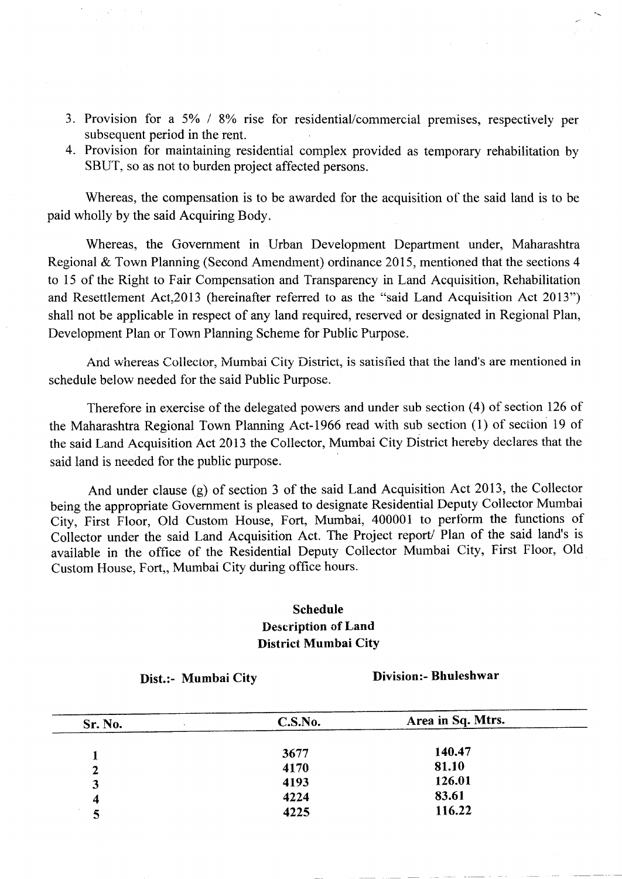3. Provision for a 5% / 8% rise for residential/commercial premises, respectively per subsequent period in the rent.
4. Provision for maintaining residential complex provided as temporary rehabilitation by SBUT, so as not to burden project affected persons.

Whereas, the compensation is to be awarded for the acquisition of the said land is to be paid wholly by the said Acquiring Body.

Whereas, the Government in Urban Development Department under, Maharashtra Regional & Town Planning (Second Amendment) ordinance 2015, mentioned that the sections 4 to 15 of the Right to Fair Compensation and Transparency in Land Acquisition, Rehabilitation and Resettlement Act,2013 (hereinafter referred to as the "said Land Acquisition Act 2013") shall not be applicable in respect of any land required, reserved or designated in Regional Plan, Development Plan or Town Planning Scheme for Public Purpose.

And whereas Collector, Mumbai City District, is satisfied that the land's are mentioned in schedule below needed for the said Public Purpose.

Therefore in exercise of the delegated powers and under sub section (4) of section 126 of the Maharashtra Regional Town Planning Act-1966 read with sub section (1) of section 19 of the said Land Acquisition Act 2013 the Collector, Mumbai City District hereby declares that the said land is needed for the public purpose.

And under clause (g) of section 3 of the said Land Acquisition Act 2013, the Collector being the appropriate Government is pleased to designate Residential Deputy Collector Mumbai City, First Floor, Old Custom House, Fort, Mumbai, 400001 to perform the functions of Collector under the said Land Acquisition Act. The Project report/ Plan of the said land's is available in the office of the Residential Deputy Collector Mumbai City, First Floor, Old Custom House, Fort,, Mumbai City during office hours.

**Schedule**
**Description of Land**
**District Mumbai City**

**Dist.:- Mumbai City** **Division:- Bhuleshwar**

| Sr. No. | C.S.No. | Area in Sq. Mtrs. |
|---|---|---|
| 1 | 3677 | 140.47 |
| 2 | 4170 | 81.10 |
| 3 | 4193 | 126.01 |
| 4 | 4224 | 83.61 |
| 5 | 4225 | 116.22 |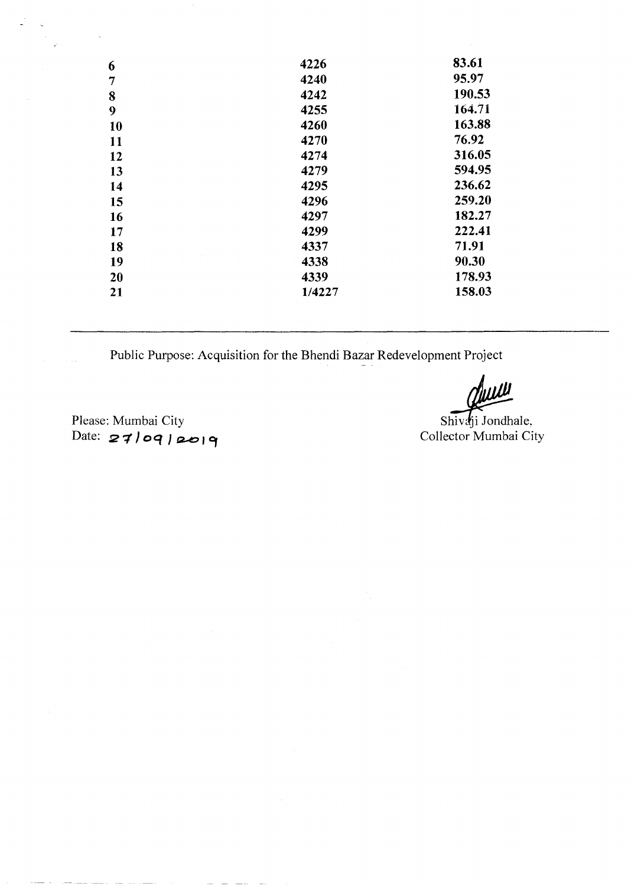| | | |
|---|---|---|
| 6 | 4226 | 83.61 |
| 7 | 4240 | 95.97 |
| 8 | 4242 | 190.53 |
| 9 | 4255 | 164.71 |
| 10 | 4260 | 163.88 |
| 11 | 4270 | 76.92 |
| 12 | 4274 | 316.05 |
| 13 | 4279 | 594.95 |
| 14 | 4295 | 236.62 |
| 15 | 4296 | 259.20 |
| 16 | 4297 | 182.27 |
| 17 | 4299 | 222.41 |
| 18 | 4337 | 71.91 |
| 19 | 4338 | 90.30 |
| 20 | 4339 | 178.93 |
| 21 | 1/4227 | 158.03 |

Public Purpose: Acquisition for the Bhendi Bazar Redevelopment Project

Please: Mumbai City
Date: 27/09/2019

Shivaji Jondhale,
Collector Mumbai City